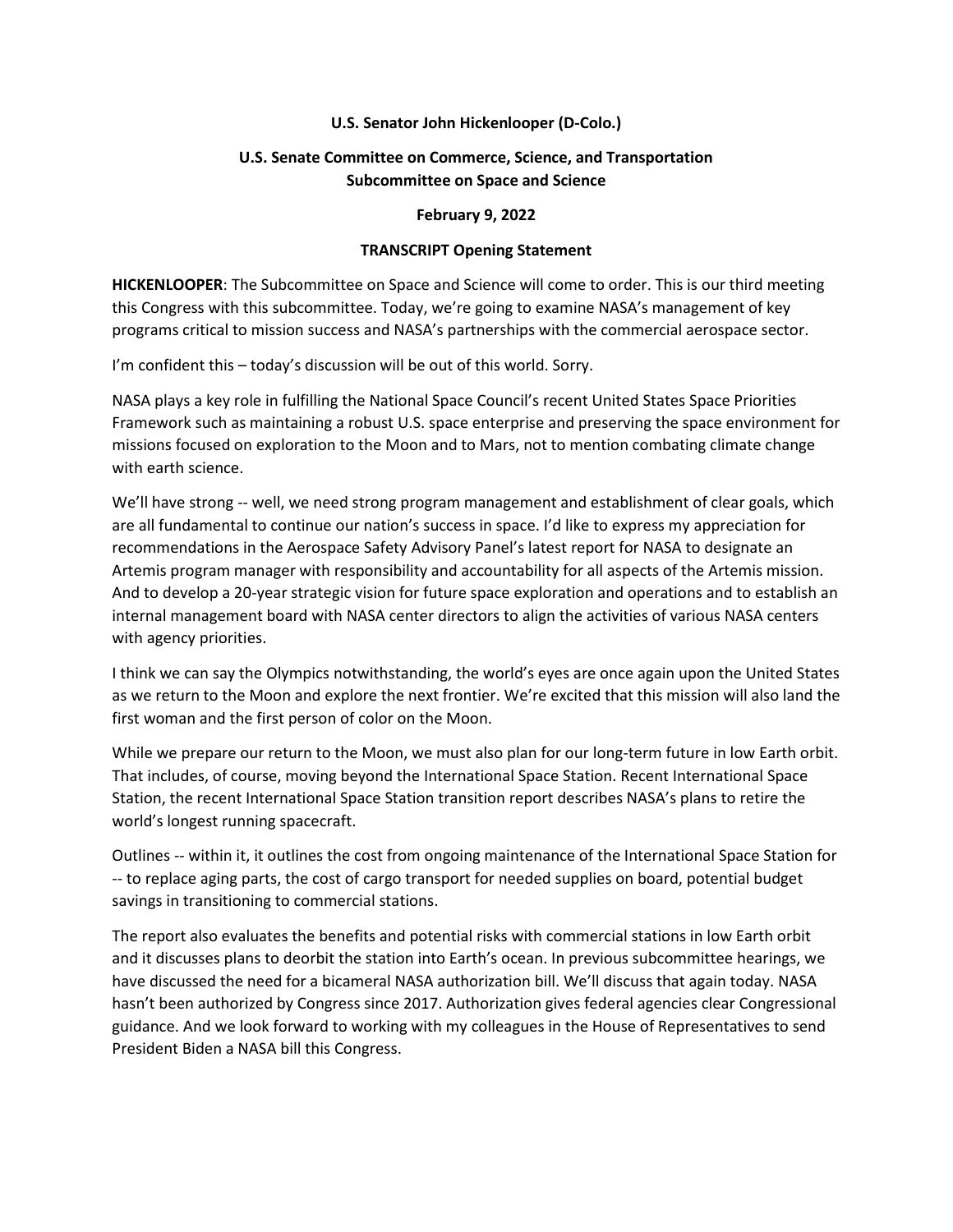**U.S. Senator John Hickenlooper (D-Colo.)**

**U.S. Senate Committee on Commerce, Science, and Transportation**
**Subcommittee on Space and Science**

**February 9, 2022**

**TRANSCRIPT Opening Statement**

**HICKENLOOPER**: The Subcommittee on Space and Science will come to order. This is our third meeting this Congress with this subcommittee. Today, we're going to examine NASA's management of key programs critical to mission success and NASA's partnerships with the commercial aerospace sector.

I'm confident this – today's discussion will be out of this world. Sorry.

NASA plays a key role in fulfilling the National Space Council's recent United States Space Priorities Framework such as maintaining a robust U.S. space enterprise and preserving the space environment for missions focused on exploration to the Moon and to Mars, not to mention combating climate change with earth science.

We'll have strong -- well, we need strong program management and establishment of clear goals, which are all fundamental to continue our nation's success in space. I'd like to express my appreciation for recommendations in the Aerospace Safety Advisory Panel's latest report for NASA to designate an Artemis program manager with responsibility and accountability for all aspects of the Artemis mission. And to develop a 20-year strategic vision for future space exploration and operations and to establish an internal management board with NASA center directors to align the activities of various NASA centers with agency priorities.

I think we can say the Olympics notwithstanding, the world's eyes are once again upon the United States as we return to the Moon and explore the next frontier. We're excited that this mission will also land the first woman and the first person of color on the Moon.

While we prepare our return to the Moon, we must also plan for our long-term future in low Earth orbit. That includes, of course, moving beyond the International Space Station. Recent International Space Station, the recent International Space Station transition report describes NASA's plans to retire the world's longest running spacecraft.

Outlines -- within it, it outlines the cost from ongoing maintenance of the International Space Station for -- to replace aging parts, the cost of cargo transport for needed supplies on board, potential budget savings in transitioning to commercial stations.

The report also evaluates the benefits and potential risks with commercial stations in low Earth orbit and it discusses plans to deorbit the station into Earth's ocean. In previous subcommittee hearings, we have discussed the need for a bicameral NASA authorization bill. We'll discuss that again today. NASA hasn't been authorized by Congress since 2017. Authorization gives federal agencies clear Congressional guidance. And we look forward to working with my colleagues in the House of Representatives to send President Biden a NASA bill this Congress.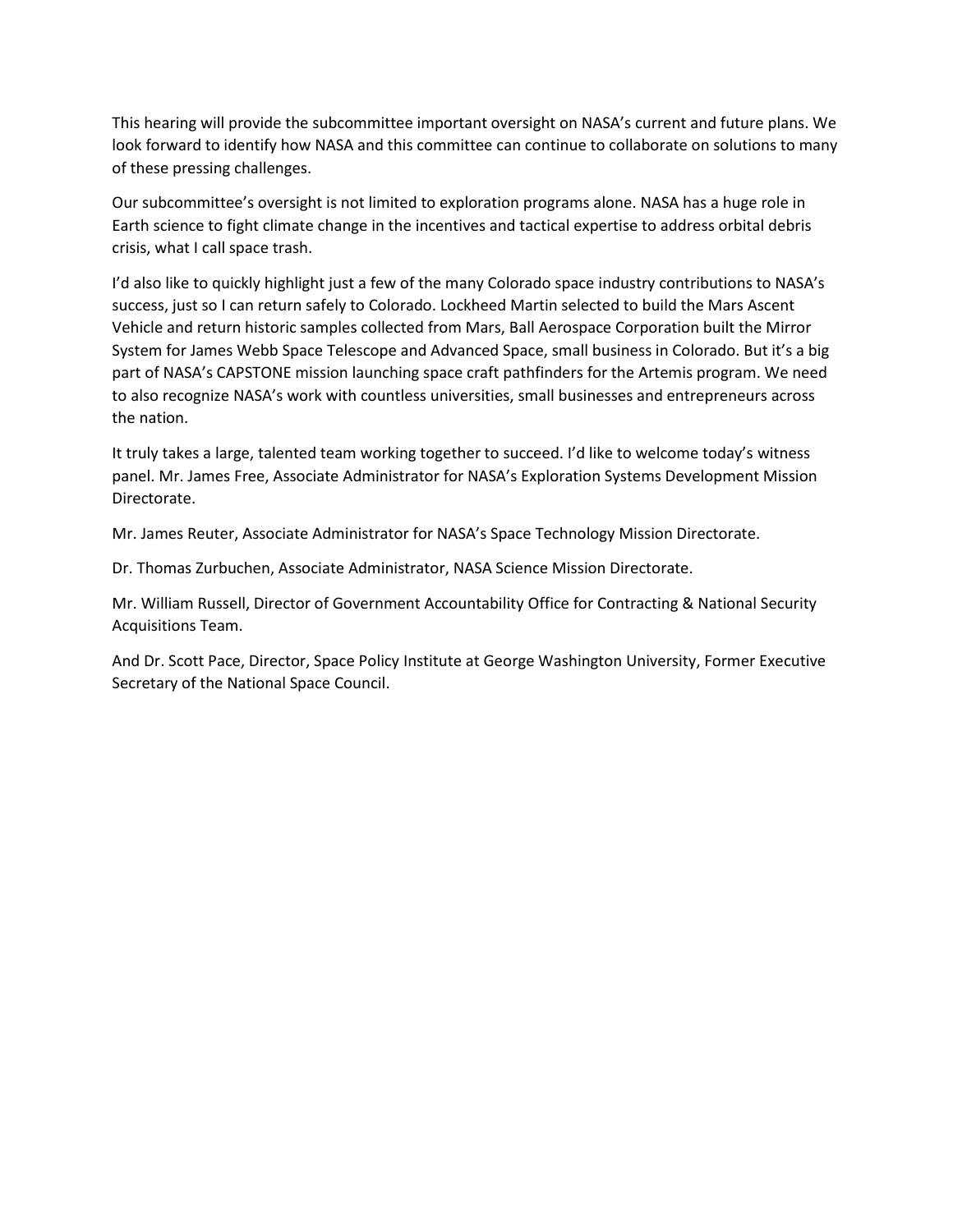This hearing will provide the subcommittee important oversight on NASA's current and future plans. We look forward to identify how NASA and this committee can continue to collaborate on solutions to many of these pressing challenges.

Our subcommittee's oversight is not limited to exploration programs alone. NASA has a huge role in Earth science to fight climate change in the incentives and tactical expertise to address orbital debris crisis, what I call space trash.

I'd also like to quickly highlight just a few of the many Colorado space industry contributions to NASA's success, just so I can return safely to Colorado. Lockheed Martin selected to build the Mars Ascent Vehicle and return historic samples collected from Mars, Ball Aerospace Corporation built the Mirror System for James Webb Space Telescope and Advanced Space, small business in Colorado. But it's a big part of NASA's CAPSTONE mission launching space craft pathfinders for the Artemis program. We need to also recognize NASA's work with countless universities, small businesses and entrepreneurs across the nation.

It truly takes a large, talented team working together to succeed. I'd like to welcome today's witness panel. Mr. James Free, Associate Administrator for NASA's Exploration Systems Development Mission Directorate.

Mr. James Reuter, Associate Administrator for NASA's Space Technology Mission Directorate.

Dr. Thomas Zurbuchen, Associate Administrator, NASA Science Mission Directorate.

Mr. William Russell, Director of Government Accountability Office for Contracting & National Security Acquisitions Team.

And Dr. Scott Pace, Director, Space Policy Institute at George Washington University, Former Executive Secretary of the National Space Council.